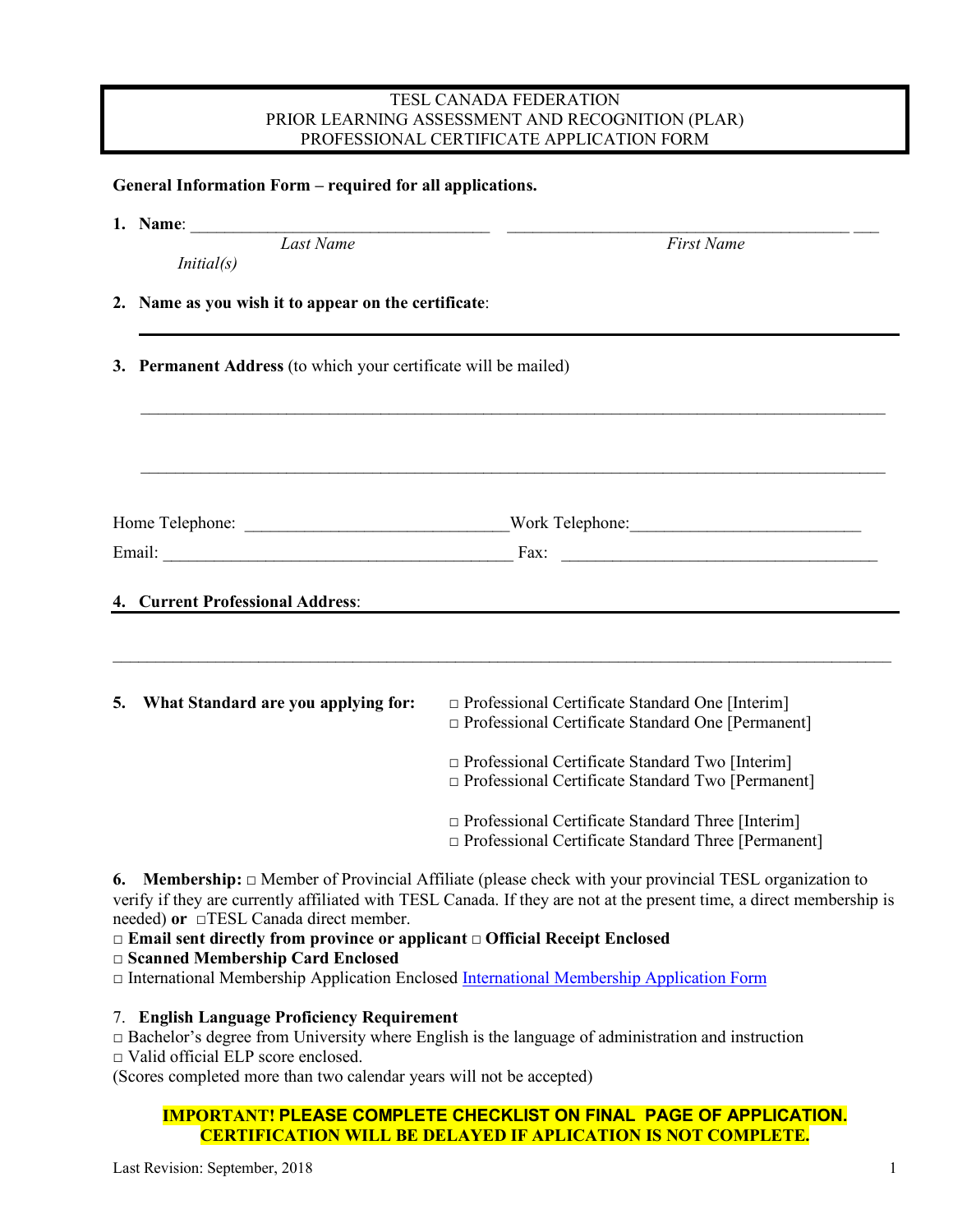**TESL CANADA FEDERATION**
**PRIOR LEARNING ASSESSMENT AND RECOGNITION (PLAR)**
**PROFESSIONAL CERTIFICATE APPLICATION FORM**

**General Information Form – required for all applications.**

1. **Name**: ___________________________________ ___________________________________________ ___

   *Last Name* *First Name* *Initial(s)*

2. **Name as you wish it to appear on the certificate**:

   ______________________________________________________________________________

3. **Permanent Address** (to which your certificate will be mailed)

   ______________________________________________________________________________

   ______________________________________________________________________________

Home Telephone: ______________________________ Work Telephone: __________________________

Email: ________________________________________ Fax: ____________________________________

4. **Current Professional Address**: ______________________________________________________________

______________________________________________________________________________

5. **What Standard are you applying for:**

   □ Professional Certificate Standard One [Interim]
   □ Professional Certificate Standard One [Permanent]

   □ Professional Certificate Standard Two [Interim]
   □ Professional Certificate Standard Two [Permanent]

   □ Professional Certificate Standard Three [Interim]
   □ Professional Certificate Standard Three [Permanent]

6. **Membership:** □ Member of Provincial Affiliate (please check with your provincial TESL organization to verify if they are currently affiliated with TESL Canada. If they are not at the present time, a direct membership is needed) **or** □TESL Canada direct member.

□ **Email sent directly from province or applicant** □ **Official Receipt Enclosed**
□ **Scanned Membership Card Enclosed**
□ International Membership Application Enclosed International Membership Application Form

7. **English Language Proficiency Requirement**

□ Bachelor's degree from University where English is the language of administration and instruction
□ Valid official ELP score enclosed.
(Scores completed more than two calendar years will not be accepted)

**IMPORTANT! PLEASE COMPLETE CHECKLIST ON FINAL PAGE OF APPLICATION.**
**CERTIFICATION WILL BE DELAYED IF APLICATION IS NOT COMPLETE.**

Last Revision: September, 2018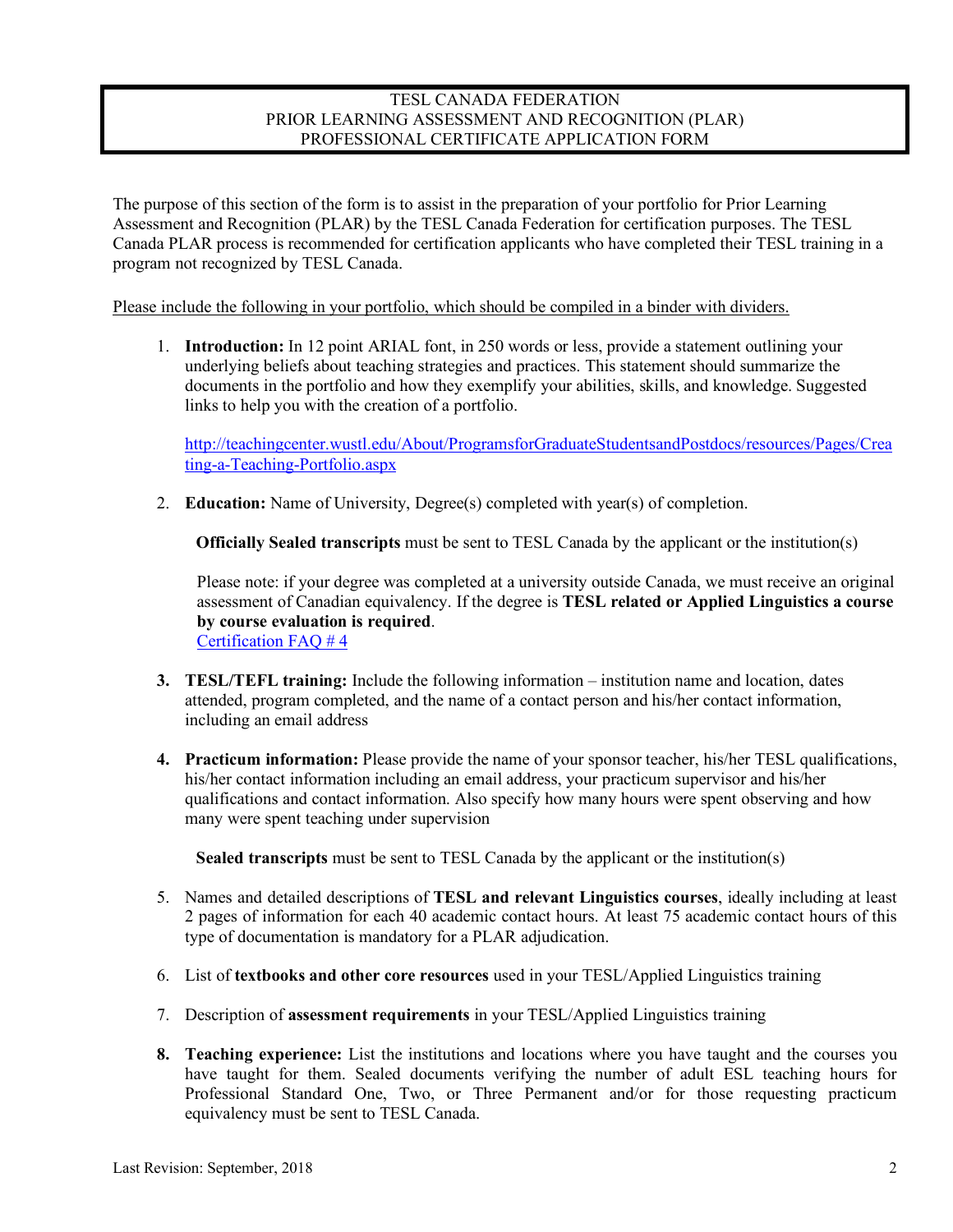**TESL CANADA FEDERATION**
**PRIOR LEARNING ASSESSMENT AND RECOGNITION (PLAR)**
**PROFESSIONAL CERTIFICATE APPLICATION FORM**

The purpose of this section of the form is to assist in the preparation of your portfolio for Prior Learning Assessment and Recognition (PLAR) by the TESL Canada Federation for certification purposes. The TESL Canada PLAR process is recommended for certification applicants who have completed their TESL training in a program not recognized by TESL Canada.

Please include the following in your portfolio, which should be compiled in a binder with dividers.

1. **Introduction:** In 12 point ARIAL font, in 250 words or less, provide a statement outlining your underlying beliefs about teaching strategies and practices. This statement should summarize the documents in the portfolio and how they exemplify your abilities, skills, and knowledge. Suggested links to help you with the creation of a portfolio.

   http://teachingcenter.wustl.edu/About/ProgramsforGraduateStudentsandPostdocs/resources/Pages/Creating-a-Teaching-Portfolio.aspx

2. **Education:** Name of University, Degree(s) completed with year(s) of completion.

   **Officially Sealed transcripts** must be sent to TESL Canada by the applicant or the institution(s)

   Please note: if your degree was completed at a university outside Canada, we must receive an original assessment of Canadian equivalency. If the degree is **TESL related or Applied Linguistics a course by course evaluation is required**.
   Certification FAQ # 4

3. **TESL/TEFL training:** Include the following information – institution name and location, dates attended, program completed, and the name of a contact person and his/her contact information, including an email address

4. **Practicum information:** Please provide the name of your sponsor teacher, his/her TESL qualifications, his/her contact information including an email address, your practicum supervisor and his/her qualifications and contact information. Also specify how many hours were spent observing and how many were spent teaching under supervision

   **Sealed transcripts** must be sent to TESL Canada by the applicant or the institution(s)

5. Names and detailed descriptions of **TESL and relevant Linguistics courses**, ideally including at least 2 pages of information for each 40 academic contact hours. At least 75 academic contact hours of this type of documentation is mandatory for a PLAR adjudication.

6. List of **textbooks and other core resources** used in your TESL/Applied Linguistics training

7. Description of **assessment requirements** in your TESL/Applied Linguistics training

8. **Teaching experience:** List the institutions and locations where you have taught and the courses you have taught for them. Sealed documents verifying the number of adult ESL teaching hours for Professional Standard One, Two, or Three Permanent and/or for those requesting practicum equivalency must be sent to TESL Canada.

Last Revision: September, 2018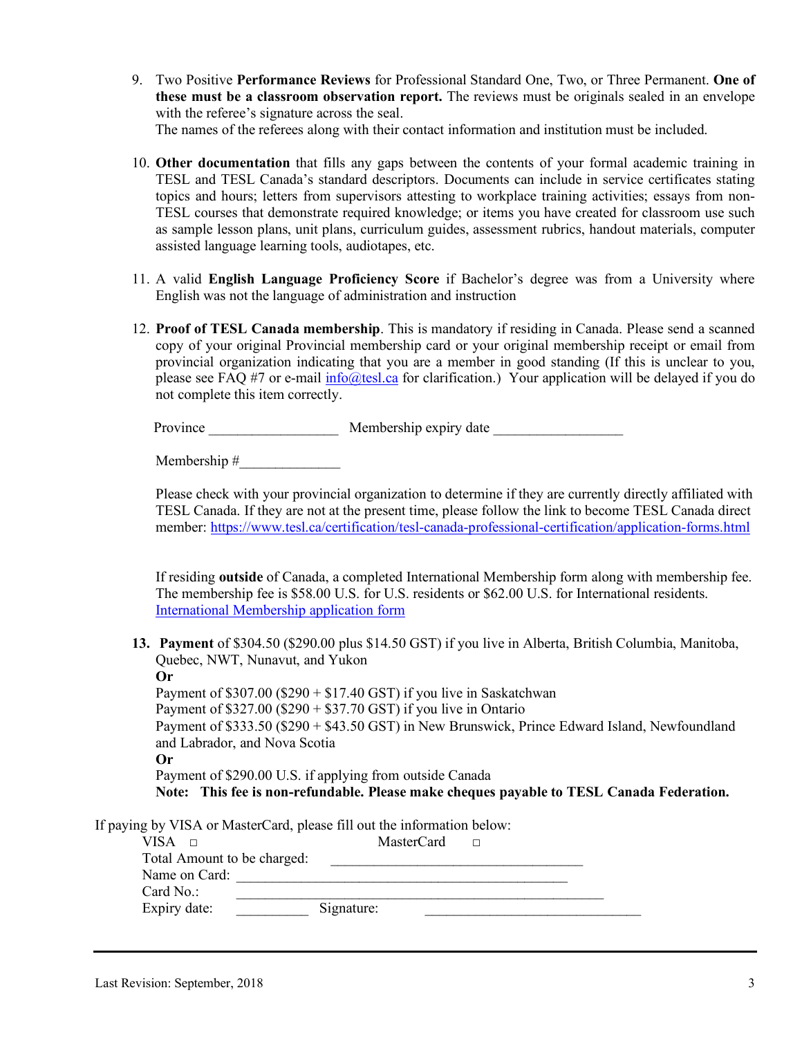9. Two Positive **Performance Reviews** for Professional Standard One, Two, or Three Permanent. **One of these must be a classroom observation report.** The reviews must be originals sealed in an envelope with the referee's signature across the seal.
   The names of the referees along with their contact information and institution must be included.

10. **Other documentation** that fills any gaps between the contents of your formal academic training in TESL and TESL Canada's standard descriptors. Documents can include in service certificates stating topics and hours; letters from supervisors attesting to workplace training activities; essays from non-TESL courses that demonstrate required knowledge; or items you have created for classroom use such as sample lesson plans, unit plans, curriculum guides, assessment rubrics, handout materials, computer assisted language learning tools, audiotapes, etc.

11. A valid **English Language Proficiency Score** if Bachelor's degree was from a University where English was not the language of administration and instruction

12. **Proof of TESL Canada membership**. This is mandatory if residing in Canada. Please send a scanned copy of your original Provincial membership card or your original membership receipt or email from provincial organization indicating that you are a member in good standing (If this is unclear to you, please see FAQ #7 or e-mail [info@tesl.ca](mailto:info@tesl.ca) for clarification.) Your application will be delayed if you do not complete this item correctly.

    Province __________________ Membership expiry date __________________

    Membership #______________

    Please check with your provincial organization to determine if they are currently directly affiliated with TESL Canada. If they are not at the present time, please follow the link to become TESL Canada direct member: [https://www.tesl.ca/certification/tesl-canada-professional-certification/application-forms.html](https://www.tesl.ca/certification/tesl-canada-professional-certification/application-forms.html)

    If residing **outside** of Canada, a completed International Membership form along with membership fee. The membership fee is $58.00 U.S. for U.S. residents or $62.00 U.S. for International residents.
    International Membership application form

13. **Payment** of $304.50 ($290.00 plus $14.50 GST) if you live in Alberta, British Columbia, Manitoba, Quebec, NWT, Nunavut, and Yukon
    **Or**
    Payment of $307.00 ($290 + $17.40 GST) if you live in Saskatchwan
    Payment of $327.00 ($290 + $37.70 GST) if you live in Ontario
    Payment of $333.50 ($290 + $43.50 GST) in New Brunswick, Prince Edward Island, Newfoundland and Labrador, and Nova Scotia
    **Or**
    Payment of $290.00 U.S. if applying from outside Canada
    **Note: This fee is non-refundable. Please make cheques payable to TESL Canada Federation.**

If paying by VISA or MasterCard, please fill out the information below:

VISA ☐ MasterCard ☐

Total Amount to be charged: ___________________________________

Name on Card: ______________________________________________

Card No.: __________________________________________________

Expiry date: __________ Signature: ______________________________

Last Revision: September, 2018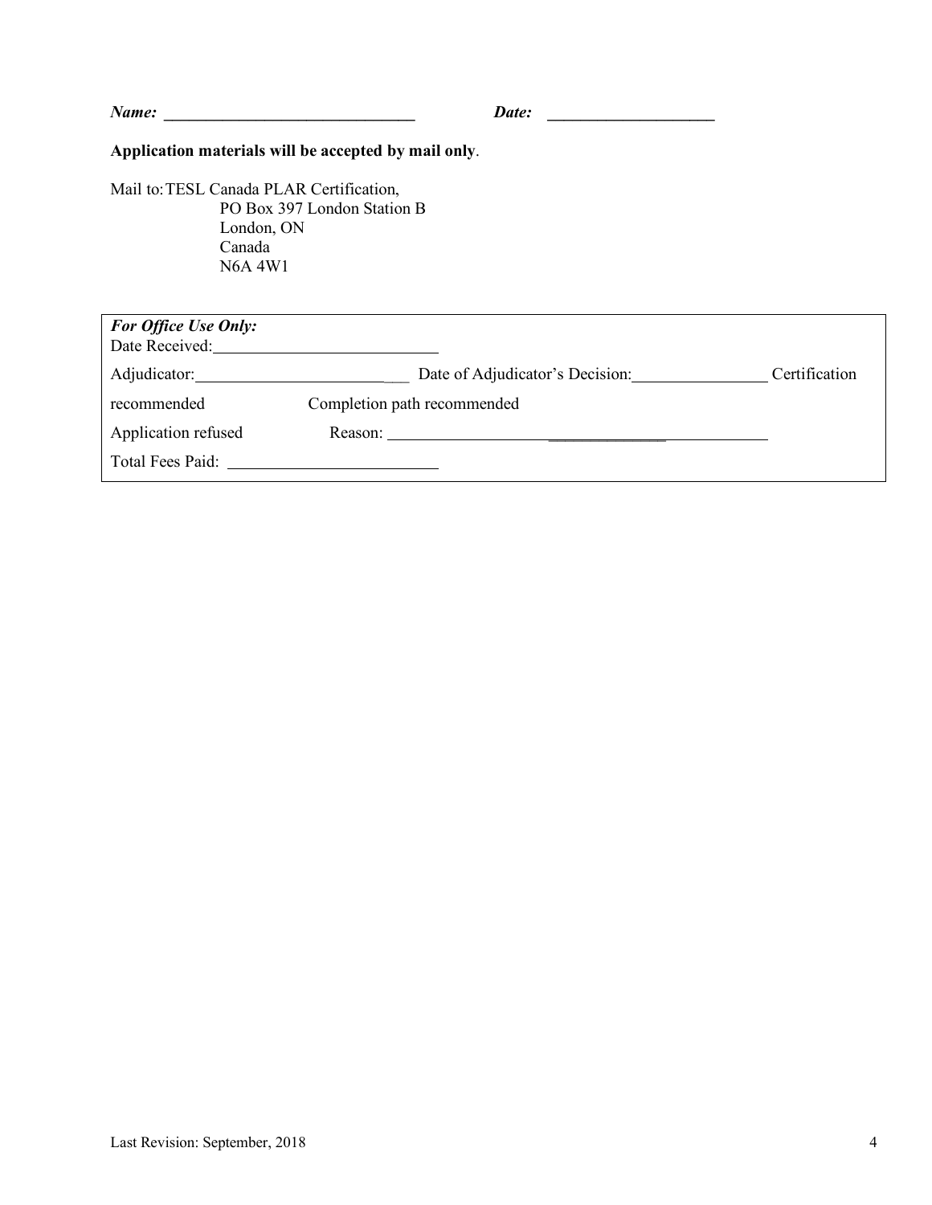***Name:* ______________________________** ***Date:* ____________________**

**Application materials will be accepted by mail only**.

Mail to: TESL Canada PLAR Certification,
PO Box 397 London Station B
London, ON
Canada
N6A 4W1

***For Office Use Only:***
Date Received: ___________________________

Adjudicator: ___________________________ Date of Adjudicator's Decision: ________________ Certification recommended Completion path recommended

Application refused Reason: ______________________________________________

Total Fees Paid: _________________________